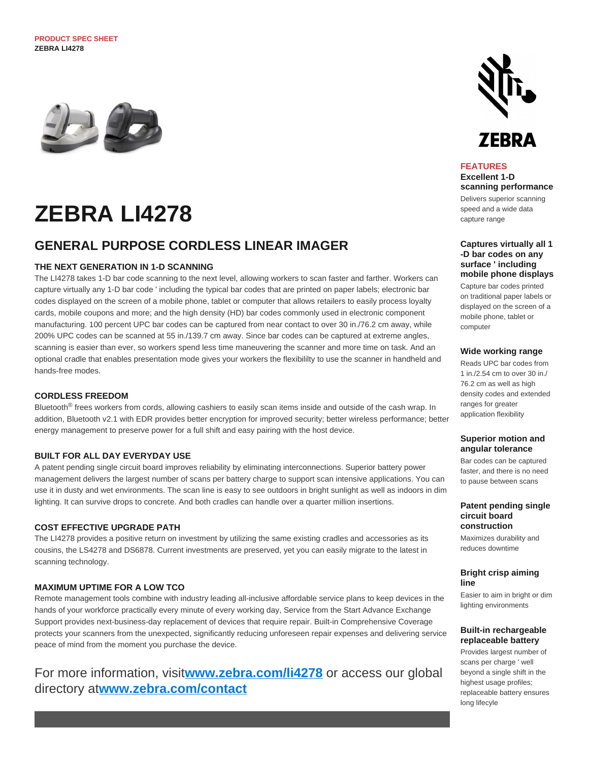PRODUCT SPEC SHEET
**ZEBRA LI4278**

# ZEBRA LI4278

## GENERAL PURPOSE CORDLESS LINEAR IMAGER

### THE NEXT GENERATION IN 1-D SCANNING

The LI4278 takes 1-D bar code scanning to the next level, allowing workers to scan faster and farther. Workers can capture virtually any 1-D bar code ' including the typical bar codes that are printed on paper labels; electronic bar codes displayed on the screen of a mobile phone, tablet or computer that allows retailers to easily process loyalty cards, mobile coupons and more; and the high density (HD) bar codes commonly used in electronic component manufacturing. 100 percent UPC bar codes can be captured from near contact to over 30 in./76.2 cm away, while 200% UPC codes can be scanned at 55 in./139.7 cm away. Since bar codes can be captured at extreme angles, scanning is easier than ever, so workers spend less time maneuvering the scanner and more time on task. And an optional cradle that enables presentation mode gives your workers the flexibililty to use the scanner in handheld and hands-free modes.

### CORDLESS FREEDOM

Bluetooth® frees workers from cords, allowing cashiers to easily scan items inside and outside of the cash wrap. In addition, Bluetooth v2.1 with EDR provides better encryption for improved security; better wireless performance; better energy management to preserve power for a full shift and easy pairing with the host device.

### BUILT FOR ALL DAY EVERYDAY USE

A patent pending single circuit board improves reliability by eliminating interconnections. Superior battery power management delivers the largest number of scans per battery charge to support scan intensive applications. You can use it in dusty and wet environments. The scan line is easy to see outdoors in bright sunlight as well as indoors in dim lighting. It can survive drops to concrete. And both cradles can handle over a quarter million insertions.

### COST EFFECTIVE UPGRADE PATH

The LI4278 provides a positive return on investment by utilizing the same existing cradles and accessories as its cousins, the LS4278 and DS6878. Current investments are preserved, yet you can easily migrate to the latest in scanning technology.

### MAXIMUM UPTIME FOR A LOW TCO

Remote management tools combine with industry leading all-inclusive affordable service plans to keep devices in the hands of your workforce practically every minute of every working day, Service from the Start Advance Exchange Support provides next-business-day replacement of devices that require repair. Built-in Comprehensive Coverage protects your scanners from the unexpected, significantly reducing unforeseen repair expenses and delivering service peace of mind from the moment you purchase the device.

For more information, visit**[www.zebra.com/li4278](http://www.zebra.com/li4278)** or access our global directory at**[www.zebra.com/contact](http://www.zebra.com/contact)**

## FEATURES

**Excellent 1-D scanning performance**

Delivers superior scanning speed and a wide data capture range

**Captures virtually all 1 -D bar codes on any surface ' including mobile phone displays**

Capture bar codes printed on traditional paper labels or displayed on the screen of a mobile phone, tablet or computer

**Wide working range**

Reads UPC bar codes from 1 in./2.54 cm to over 30 in./ 76.2 cm as well as high density codes and extended ranges for greater application flexibility

**Superior motion and angular tolerance**

Bar codes can be captured faster, and there is no need to pause between scans

**Patent pending single circuit board construction**

Maximizes durability and reduces downtime

**Bright crisp aiming line**

Easier to aim in bright or dim lighting environments

**Built-in rechargeable replaceable battery**

Provides largest number of scans per charge ' well beyond a single shift in the highest usage profiles; replaceable battery ensures long lifecyle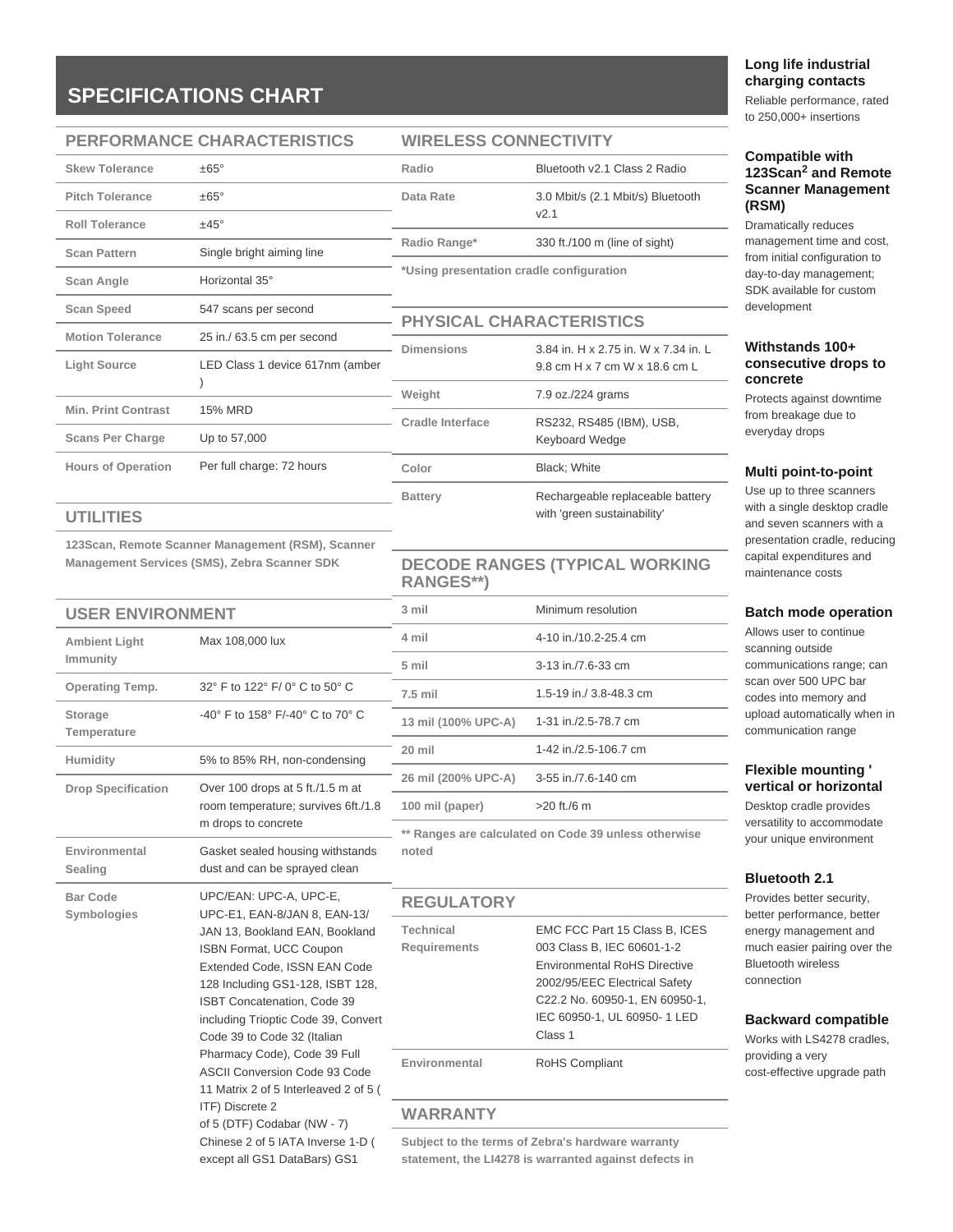## SPECIFICATIONS CHART

### PERFORMANCE CHARACTERISTICS

| | |
|---|---|
| Skew Tolerance | ±65° |
| Pitch Tolerance | ±65° |
| Roll Tolerance | ±45° |
| Scan Pattern | Single bright aiming line |
| Scan Angle | Horizontal 35° |
| Scan Speed | 547 scans per second |
| Motion Tolerance | 25 in./ 63.5 cm per second |
| Light Source | LED Class 1 device 617nm (amber ) |
| Min. Print Contrast | 15% MRD |
| Scans Per Charge | Up to 57,000 |
| Hours of Operation | Per full charge: 72 hours |

### UTILITIES

**123Scan, Remote Scanner Management (RSM), Scanner Management Services (SMS), Zebra Scanner SDK**

### USER ENVIRONMENT

| | |
|---|---|
| Ambient Light Immunity | Max 108,000 lux |
| Operating Temp. | 32° F to 122° F/ 0° C to 50° C |
| Storage Temperature | -40° F to 158° F/-40° C to 70° C |
| Humidity | 5% to 85% RH, non-condensing |
| Drop Specification | Over 100 drops at 5 ft./1.5 m at room temperature; survives 6ft./1.8 m drops to concrete |
| Environmental Sealing | Gasket sealed housing withstands dust and can be sprayed clean |
| Bar Code Symbologies | UPC/EAN: UPC-A, UPC-E, UPC-E1, EAN-8/JAN 8, EAN-13/ JAN 13, Bookland EAN, Bookland ISBN Format, UCC Coupon Extended Code, ISSN EAN Code 128 Including GS1-128, ISBT 128, ISBT Concatenation, Code 39 including Trioptic Code 39, Convert Code 39 to Code 32 (Italian Pharmacy Code), Code 39 Full ASCII Conversion Code 93 Code 11 Matrix 2 of 5 Interleaved 2 of 5 ( ITF) Discrete 2 of 5 (DTF) Codabar (NW - 7) Chinese 2 of 5 IATA Inverse 1-D ( except all GS1 DataBars) GS1 |

### WIRELESS CONNECTIVITY

| | |
|---|---|
| Radio | Bluetooth v2.1 Class 2 Radio |
| Data Rate | 3.0 Mbit/s (2.1 Mbit/s) Bluetooth v2.1 |
| Radio Range* | 330 ft./100 m (line of sight) |

**\*Using presentation cradle configuration**

### PHYSICAL CHARACTERISTICS

| | |
|---|---|
| Dimensions | 3.84 in. H x 2.75 in. W x 7.34 in. L 9.8 cm H x 7 cm W x 18.6 cm L |
| Weight | 7.9 oz./224 grams |
| Cradle Interface | RS232, RS485 (IBM), USB, Keyboard Wedge |
| Color | Black; White |
| Battery | Rechargeable replaceable battery with 'green sustainability' |

### DECODE RANGES (TYPICAL WORKING RANGES**)

| | |
|---|---|
| 3 mil | Minimum resolution |
| 4 mil | 4-10 in./10.2-25.4 cm |
| 5 mil | 3-13 in./7.6-33 cm |
| 7.5 mil | 1.5-19 in./ 3.8-48.3 cm |
| 13 mil (100% UPC-A) | 1-31 in./2.5-78.7 cm |
| 20 mil | 1-42 in./2.5-106.7 cm |
| 26 mil (200% UPC-A) | 3-55 in./7.6-140 cm |
| 100 mil (paper) | >20 ft./6 m |

**** Ranges are calculated on Code 39 unless otherwise noted**

### REGULATORY

| | |
|---|---|
| Technical Requirements | EMC FCC Part 15 Class B, ICES 003 Class B, IEC 60601-1-2 Environmental RoHS Directive 2002/95/EEC Electrical Safety C22.2 No. 60950-1, EN 60950-1, IEC 60950-1, UL 60950- 1 LED Class 1 |
| Environmental | RoHS Compliant |

### WARRANTY

**Subject to the terms of Zebra's hardware warranty statement, the LI4278 is warranted against defects in**

**Long life industrial charging contacts**

Reliable performance, rated to 250,000+ insertions

**Compatible with 123Scan[2] and Remote Scanner Management (RSM)**

Dramatically reduces management time and cost, from initial configuration to day-to-day management; SDK available for custom development

**Withstands 100+ consecutive drops to concrete**

Protects against downtime from breakage due to everyday drops

**Multi point-to-point**

Use up to three scanners with a single desktop cradle and seven scanners with a presentation cradle, reducing capital expenditures and maintenance costs

**Batch mode operation**

Allows user to continue scanning outside communications range; can scan over 500 UPC bar codes into memory and upload automatically when in communication range

**Flexible mounting ' vertical or horizontal**

Desktop cradle provides versatility to accommodate your unique environment

**Bluetooth 2.1**

Provides better security, better performance, better energy management and much easier pairing over the Bluetooth wireless connection

**Backward compatible**

Works with LS4278 cradles, providing a very cost-effective upgrade path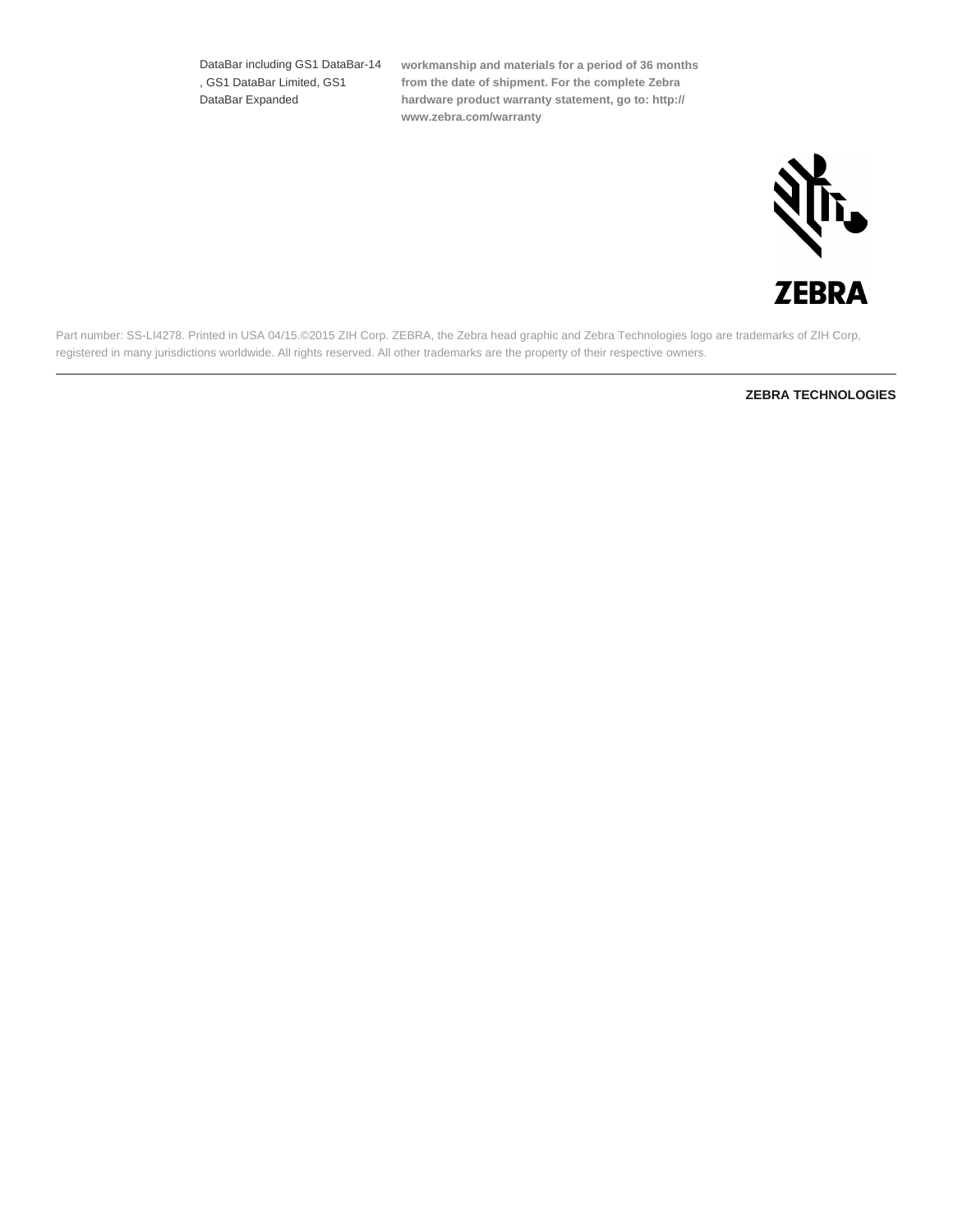DataBar including GS1 DataBar-14 , GS1 DataBar Limited, GS1 DataBar Expanded

**workmanship and materials for a period of 36 months from the date of shipment. For the complete Zebra hardware product warranty statement, go to: http://www.zebra.com/warranty**

ZEBRA

Part number: SS-LI4278. Printed in USA 04/15.©2015 ZIH Corp. ZEBRA, the Zebra head graphic and Zebra Technologies logo are trademarks of ZIH Corp, registered in many jurisdictions worldwide. All rights reserved. All other trademarks are the property of their respective owners.

**ZEBRA TECHNOLOGIES**